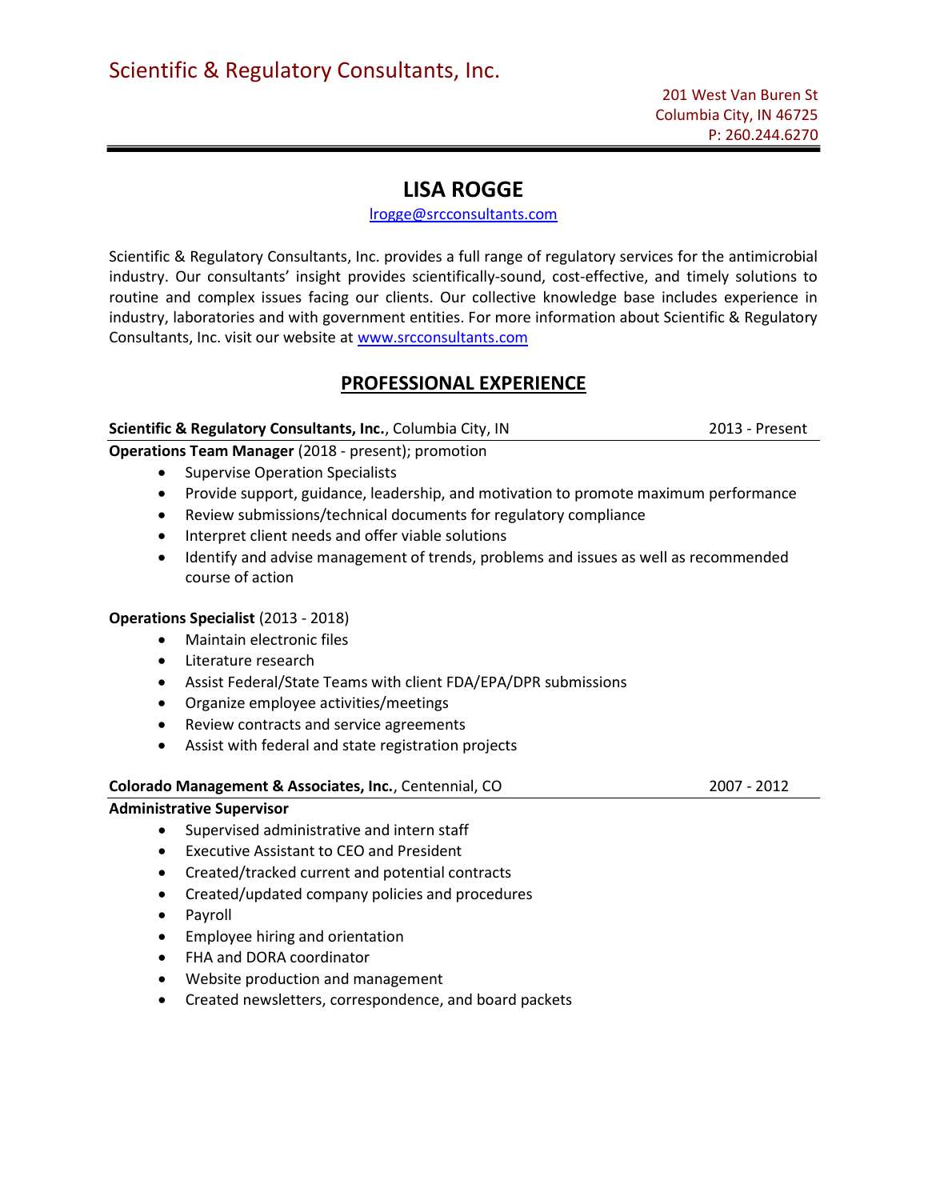Scientific & Regulatory Consultants, Inc.

201 West Van Buren St
Columbia City, IN 46725
P: 260.244.6270

# LISA ROGGE

lrogge@srcconsultants.com

Scientific & Regulatory Consultants, Inc. provides a full range of regulatory services for the antimicrobial industry. Our consultants' insight provides scientifically-sound, cost-effective, and timely solutions to routine and complex issues facing our clients. Our collective knowledge base includes experience in industry, laboratories and with government entities. For more information about Scientific & Regulatory Consultants, Inc. visit our website at www.srcconsultants.com

## PROFESSIONAL EXPERIENCE

**Scientific & Regulatory Consultants, Inc.**, Columbia City, IN — 2013 - Present

**Operations Team Manager** (2018 - present); promotion

- Supervise Operation Specialists
- Provide support, guidance, leadership, and motivation to promote maximum performance
- Review submissions/technical documents for regulatory compliance
- Interpret client needs and offer viable solutions
- Identify and advise management of trends, problems and issues as well as recommended course of action

**Operations Specialist** (2013 - 2018)

- Maintain electronic files
- Literature research
- Assist Federal/State Teams with client FDA/EPA/DPR submissions
- Organize employee activities/meetings
- Review contracts and service agreements
- Assist with federal and state registration projects

**Colorado Management & Associates, Inc.**, Centennial, CO — 2007 - 2012

**Administrative Supervisor**

- Supervised administrative and intern staff
- Executive Assistant to CEO and President
- Created/tracked current and potential contracts
- Created/updated company policies and procedures
- Payroll
- Employee hiring and orientation
- FHA and DORA coordinator
- Website production and management
- Created newsletters, correspondence, and board packets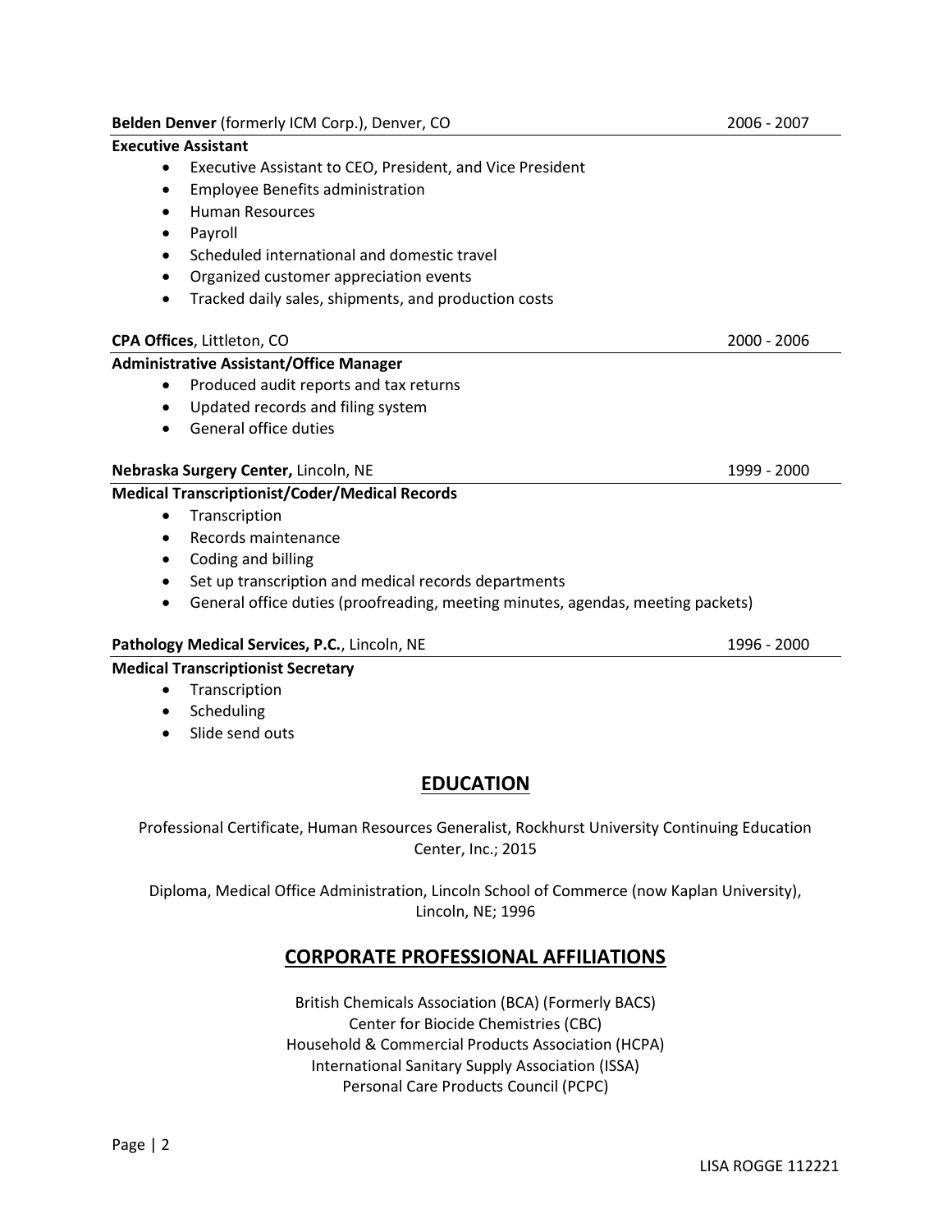**Belden Denver** (formerly ICM Corp.), Denver, CO 2006 - 2007

**Executive Assistant**

- Executive Assistant to CEO, President, and Vice President
- Employee Benefits administration
- Human Resources
- Payroll
- Scheduled international and domestic travel
- Organized customer appreciation events
- Tracked daily sales, shipments, and production costs

**CPA Offices**, Littleton, CO 2000 - 2006

**Administrative Assistant/Office Manager**

- Produced audit reports and tax returns
- Updated records and filing system
- General office duties

**Nebraska Surgery Center,** Lincoln, NE 1999 - 2000

**Medical Transcriptionist/Coder/Medical Records**

- Transcription
- Records maintenance
- Coding and billing
- Set up transcription and medical records departments
- General office duties (proofreading, meeting minutes, agendas, meeting packets)

**Pathology Medical Services, P.C.**, Lincoln, NE 1996 - 2000

**Medical Transcriptionist Secretary**

- Transcription
- Scheduling
- Slide send outs

## EDUCATION

Professional Certificate, Human Resources Generalist, Rockhurst University Continuing Education Center, Inc.; 2015

Diploma, Medical Office Administration, Lincoln School of Commerce (now Kaplan University), Lincoln, NE; 1996

## CORPORATE PROFESSIONAL AFFILIATIONS

British Chemicals Association (BCA) (Formerly BACS)
Center for Biocide Chemistries (CBC)
Household & Commercial Products Association (HCPA)
International Sanitary Supply Association (ISSA)
Personal Care Products Council (PCPC)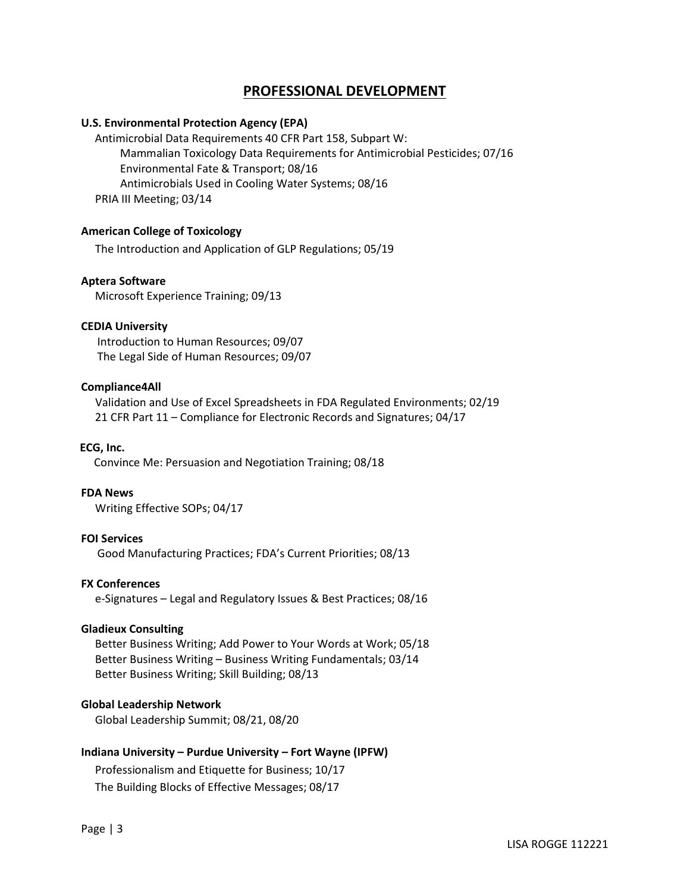## PROFESSIONAL DEVELOPMENT

**U.S. Environmental Protection Agency (EPA)**

Antimicrobial Data Requirements 40 CFR Part 158, Subpart W:

- Mammalian Toxicology Data Requirements for Antimicrobial Pesticides; 07/16
- Environmental Fate & Transport; 08/16
- Antimicrobials Used in Cooling Water Systems; 08/16

PRIA III Meeting; 03/14

**American College of Toxicology**

The Introduction and Application of GLP Regulations; 05/19

**Aptera Software**

Microsoft Experience Training; 09/13

**CEDIA University**

Introduction to Human Resources; 09/07
The Legal Side of Human Resources; 09/07

**Compliance4All**

Validation and Use of Excel Spreadsheets in FDA Regulated Environments; 02/19
21 CFR Part 11 – Compliance for Electronic Records and Signatures; 04/17

**ECG, Inc.**

Convince Me: Persuasion and Negotiation Training; 08/18

**FDA News**

Writing Effective SOPs; 04/17

**FOI Services**

Good Manufacturing Practices; FDA's Current Priorities; 08/13

**FX Conferences**

e-Signatures – Legal and Regulatory Issues & Best Practices; 08/16

**Gladieux Consulting**

Better Business Writing; Add Power to Your Words at Work; 05/18
Better Business Writing – Business Writing Fundamentals; 03/14
Better Business Writing; Skill Building; 08/13

**Global Leadership Network**

Global Leadership Summit; 08/21, 08/20

**Indiana University – Purdue University – Fort Wayne (IPFW)**

Professionalism and Etiquette for Business; 10/17
The Building Blocks of Effective Messages; 08/17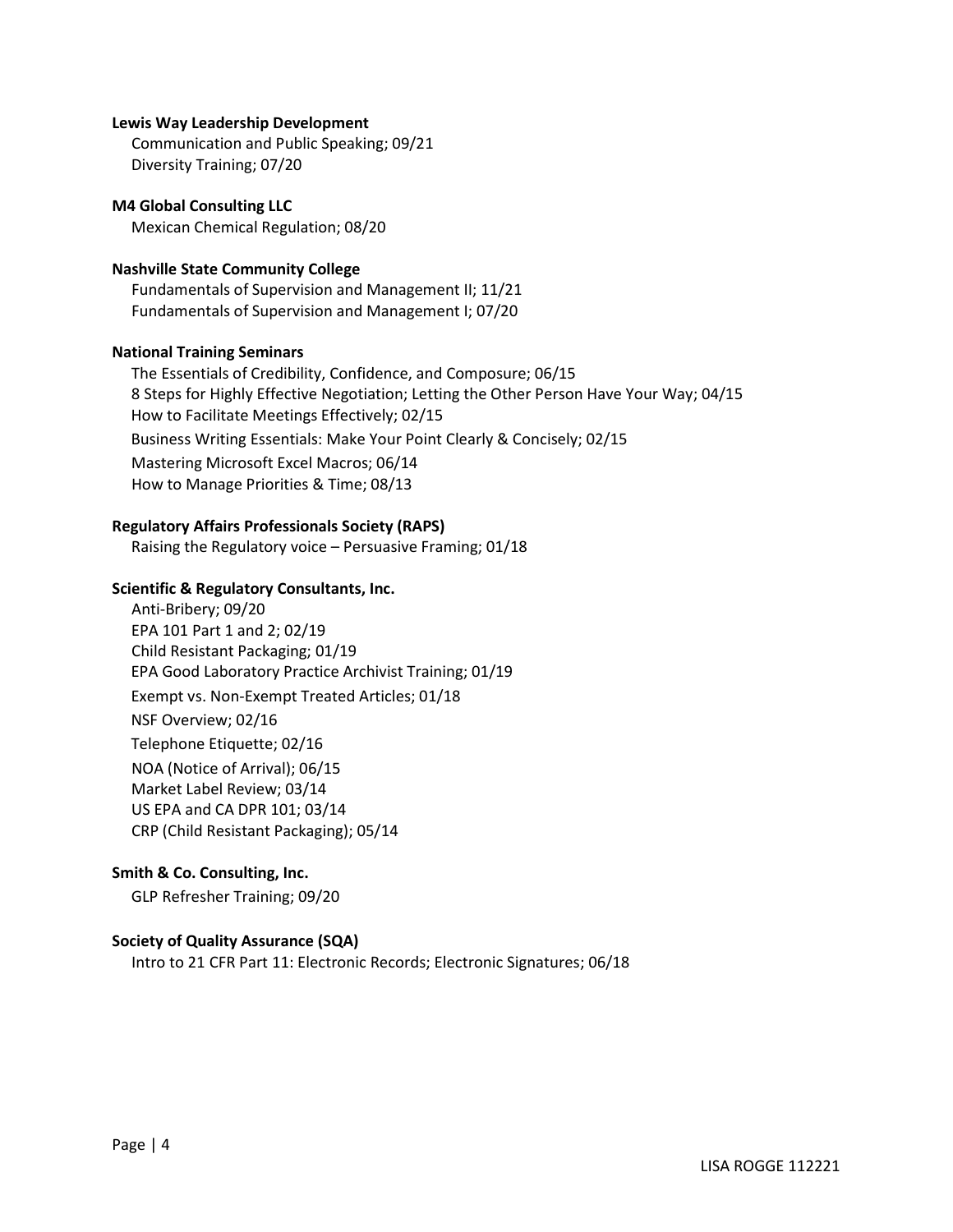**Lewis Way Leadership Development**

Communication and Public Speaking; 09/21
Diversity Training; 07/20

**M4 Global Consulting LLC**

Mexican Chemical Regulation; 08/20

**Nashville State Community College**

Fundamentals of Supervision and Management II; 11/21
Fundamentals of Supervision and Management I; 07/20

**National Training Seminars**

The Essentials of Credibility, Confidence, and Composure; 06/15
8 Steps for Highly Effective Negotiation; Letting the Other Person Have Your Way; 04/15
How to Facilitate Meetings Effectively; 02/15
Business Writing Essentials: Make Your Point Clearly & Concisely; 02/15
Mastering Microsoft Excel Macros; 06/14
How to Manage Priorities & Time; 08/13

**Regulatory Affairs Professionals Society (RAPS)**

Raising the Regulatory voice – Persuasive Framing; 01/18

**Scientific & Regulatory Consultants, Inc.**

Anti-Bribery; 09/20
EPA 101 Part 1 and 2; 02/19
Child Resistant Packaging; 01/19
EPA Good Laboratory Practice Archivist Training; 01/19
Exempt vs. Non-Exempt Treated Articles; 01/18
NSF Overview; 02/16
Telephone Etiquette; 02/16
NOA (Notice of Arrival); 06/15
Market Label Review; 03/14
US EPA and CA DPR 101; 03/14
CRP (Child Resistant Packaging); 05/14

**Smith & Co. Consulting, Inc.**

GLP Refresher Training; 09/20

**Society of Quality Assurance (SQA)**

Intro to 21 CFR Part 11: Electronic Records; Electronic Signatures; 06/18